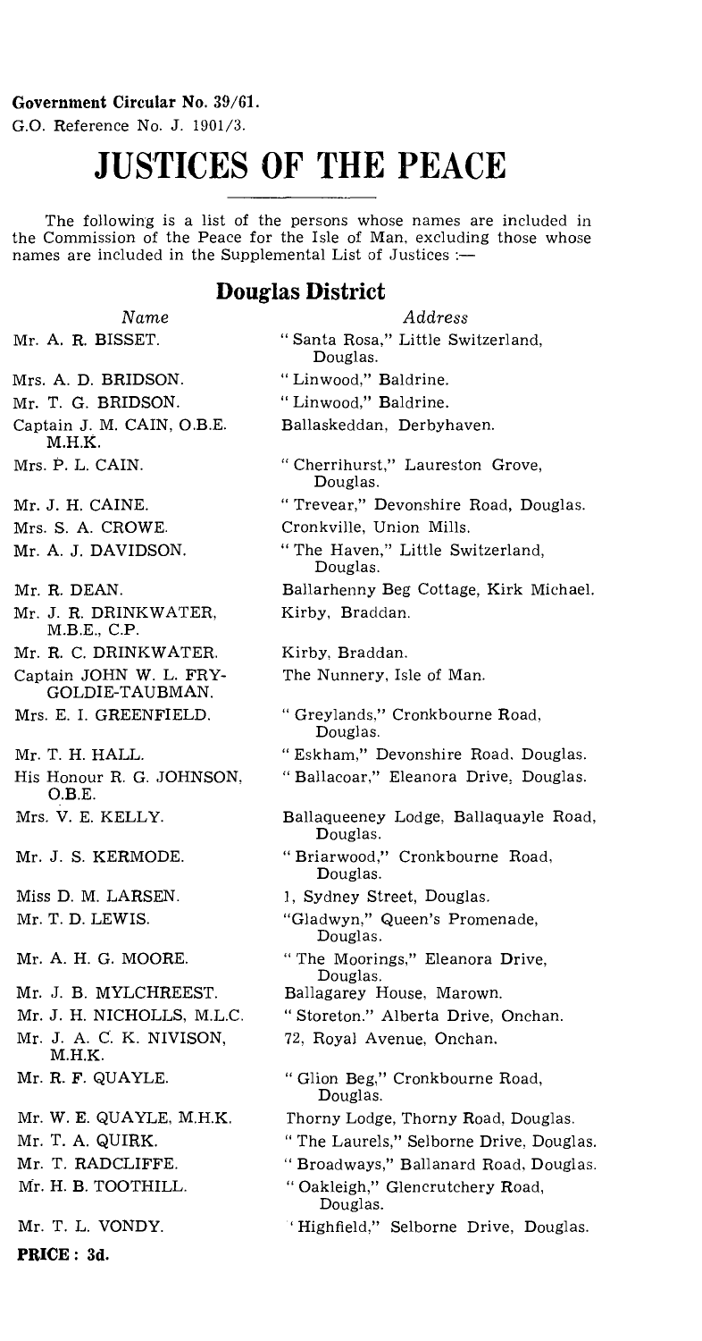**Government Circular No. 39/61.**
G.O. Reference No. J. 1901/3.

# JUSTICES OF THE PEACE

The following is a list of the persons whose names are included in the Commission of the Peace for the Isle of Man, excluding those whose names are included in the Supplemental List of Justices :—

## Douglas District

| *Name* | *Address* |
|---|---|
| Mr. A. R. BISSET. | "Santa Rosa," Little Switzerland, Douglas. |
| Mrs. A. D. BRIDSON. | "Linwood," Baldrine. |
| Mr. T. G. BRIDSON. | "Linwood," Baldrine. |
| Captain J. M. CAIN, O.B.E. M.H.K. | Ballaskeddan, Derbyhaven. |
| Mrs. P. L. CAIN. | "Cherrihurst," Laureston Grove, Douglas. |
| Mr. J. H. CAINE. | "Trevear," Devonshire Road, Douglas. |
| Mrs. S. A. CROWE. | Cronkville, Union Mills. |
| Mr. A. J. DAVIDSON. | "The Haven," Little Switzerland, Douglas. |
| Mr. R. DEAN. | Ballarhenny Beg Cottage, Kirk Michael. |
| Mr. J. R. DRINKWATER, M.B.E., C.P. | Kirby, Braddan. |
| Mr. R. C. DRINKWATER. | Kirby, Braddan. |
| Captain JOHN W. L. FRY-GOLDIE-TAUBMAN. | The Nunnery, Isle of Man. |
| Mrs. E. I. GREENFIELD. | "Greylands," Cronkbourne Road, Douglas. |
| Mr. T. H. HALL. | "Eskham," Devonshire Road, Douglas. |
| His Honour R. G. JOHNSON, O.B.E. | "Ballacoar," Eleanora Drive, Douglas. |
| Mrs. V. E. KELLY. | Ballaqueeney Lodge, Ballaquayle Road, Douglas. |
| Mr. J. S. KERMODE. | "Briarwood," Cronkbourne Road, Douglas. |
| Miss D. M. LARSEN. | 1, Sydney Street, Douglas. |
| Mr. T. D. LEWIS. | "Gladwyn," Queen's Promenade, Douglas. |
| Mr. A. H. G. MOORE. | "The Moorings," Eleanora Drive, Douglas. |
| Mr. J. B. MYLCHREEST. | Ballagarey House, Marown. |
| Mr. J. H. NICHOLLS, M.L.C. | "Storeton," Alberta Drive, Onchan. |
| Mr. J. A. C. K. NIVISON, M.H.K. | 72, Royal Avenue, Onchan. |
| Mr. R. F. QUAYLE. | "Glion Beg," Cronkbourne Road, Douglas. |
| Mr. W. E. QUAYLE, M.H.K. | Thorny Lodge, Thorny Road, Douglas. |
| Mr. T. A. QUIRK. | "The Laurels," Selborne Drive, Douglas. |
| Mr. T. RADCLIFFE. | "Broadways," Ballanard Road, Douglas. |
| Mr. H. B. TOOTHILL. | "Oakleigh," Glencrutchery Road, Douglas. |
| Mr. T. L. VONDY. | "Highfield," Selborne Drive, Douglas. |

**PRICE : 3d.**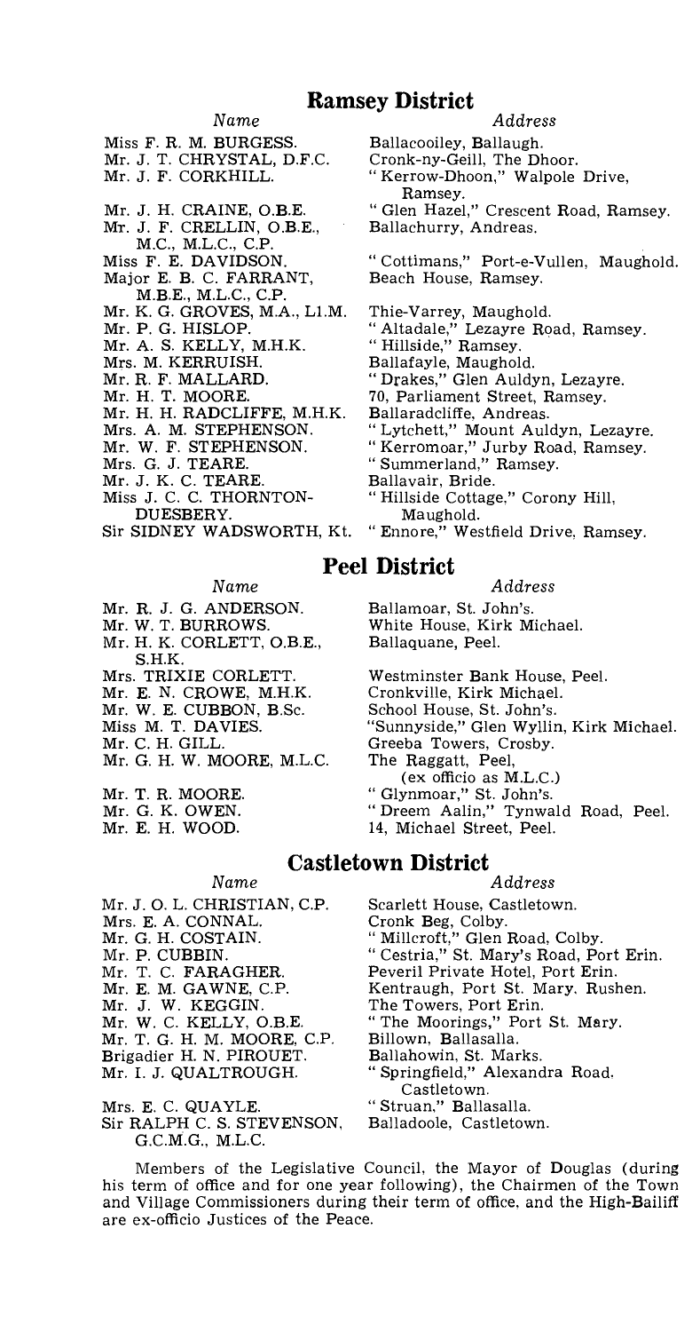## Ramsey District

| *Name* | *Address* |
|---|---|
| Miss F. R. M. BURGESS. | Ballacooiley, Ballaugh. |
| Mr. J. T. CHRYSTAL, D.F.C. | Cronk-ny-Geill, The Dhoor. |
| Mr. J. F. CORKHILL. | "Kerrow-Dhoon," Walpole Drive, Ramsey. |
| Mr. J. H. CRAINE, O.B.E. | "Glen Hazel," Crescent Road, Ramsey. |
| Mr. J. F. CRELLIN, O.B.E., M.C., M.L.C., C.P. | Ballachurry, Andreas. |
| Miss F. E. DAVIDSON. | "Cottimans," Port-e-Vullen, Maughold. |
| Major E. B. C. FARRANT, M.B.E., M.L.C., C.P. | Beach House, Ramsey. |
| Mr. K. G. GROVES, M.A., Ll.M. | Thie-Varrey, Maughold. |
| Mr. P. G. HISLOP. | "Altadale," Lezayre Road, Ramsey. |
| Mr. A. S. KELLY, M.H.K. | "Hillside," Ramsey. |
| Mrs. M. KERRUISH. | Ballafayle, Maughold. |
| Mr. R. F. MALLARD. | "Drakes," Glen Auldyn, Lezayre. |
| Mr. H. T. MOORE. | 70, Parliament Street, Ramsey. |
| Mr. H. H. RADCLIFFE, M.H.K. | Ballaradcliffe, Andreas. |
| Mrs. A. M. STEPHENSON. | "Lytchett," Mount Auldyn, Lezayre. |
| Mr. W. F. STEPHENSON. | "Kerromoar," Jurby Road, Ramsey. |
| Mrs. G. J. TEARE. | "Summerland," Ramsey. |
| Mr. J. K. C. TEARE. | Ballavair, Bride. |
| Miss J. C. C. THORNTON-DUESBERY. | "Hillside Cottage," Corony Hill, Maughold. |
| Sir SIDNEY WADSWORTH, Kt. | "Ennore," Westfield Drive, Ramsey. |

## Peel District

| *Name* | *Address* |
|---|---|
| Mr. R. J. G. ANDERSON. | Ballamoar, St. John's. |
| Mr. W. T. BURROWS. | White House, Kirk Michael. |
| Mr. H. K. CORLETT, O.B.E., S.H.K. | Ballaquane, Peel. |
| Mrs. TRIXIE CORLETT. | Westminster Bank House, Peel. |
| Mr. E. N. CROWE, M.H.K. | Cronkville, Kirk Michael. |
| Mr. W. E. CUBBON, B.Sc. | School House, St. John's. |
| Miss M. T. DAVIES. | "Sunnyside," Glen Wyllin, Kirk Michael. |
| Mr. C. H. GILL. | Greeba Towers, Crosby. |
| Mr. G. H. W. MOORE, M.L.C. | The Raggatt, Peel, (ex officio as M.L.C.) |
| Mr. T. R. MOORE. | "Glynmoar," St. John's. |
| Mr. G. K. OWEN. | "Dreem Aalin," Tynwald Road, Peel. |
| Mr. E. H. WOOD. | 14, Michael Street, Peel. |

## Castletown District

| *Name* | *Address* |
|---|---|
| Mr. J. O. L. CHRISTIAN, C.P. | Scarlett House, Castletown. |
| Mrs. E. A. CONNAL. | Cronk Beg, Colby. |
| Mr. G. H. COSTAIN. | "Millcroft," Glen Road, Colby. |
| Mr. P. CUBBIN. | "Cestria," St. Mary's Road, Port Erin. |
| Mr. T. C. FARAGHER. | Peveril Private Hotel, Port Erin. |
| Mr. E. M. GAWNE, C.P. | Kentraugh, Port St. Mary, Rushen. |
| Mr. J. W. KEGGIN. | The Towers, Port Erin. |
| Mr. W. C. KELLY, O.B.E. | "The Moorings," Port St. Mary. |
| Mr. T. G. H. M. MOORE, C.P. | Billown, Ballasalla. |
| Brigadier H. N. PIROUET. | Ballahowin, St. Marks. |
| Mr. I. J. QUALTROUGH. | "Springfield," Alexandra Road, Castletown. |
| Mrs. E. C. QUAYLE. | "Struan," Ballasalla. |
| Sir RALPH C. S. STEVENSON, G.C.M.G., M.L.C. | Balladoole, Castletown. |

Members of the Legislative Council, the Mayor of Douglas (during his term of office and for one year following), the Chairmen of the Town and Village Commissioners during their term of office, and the High-Bailiff are ex-officio Justices of the Peace.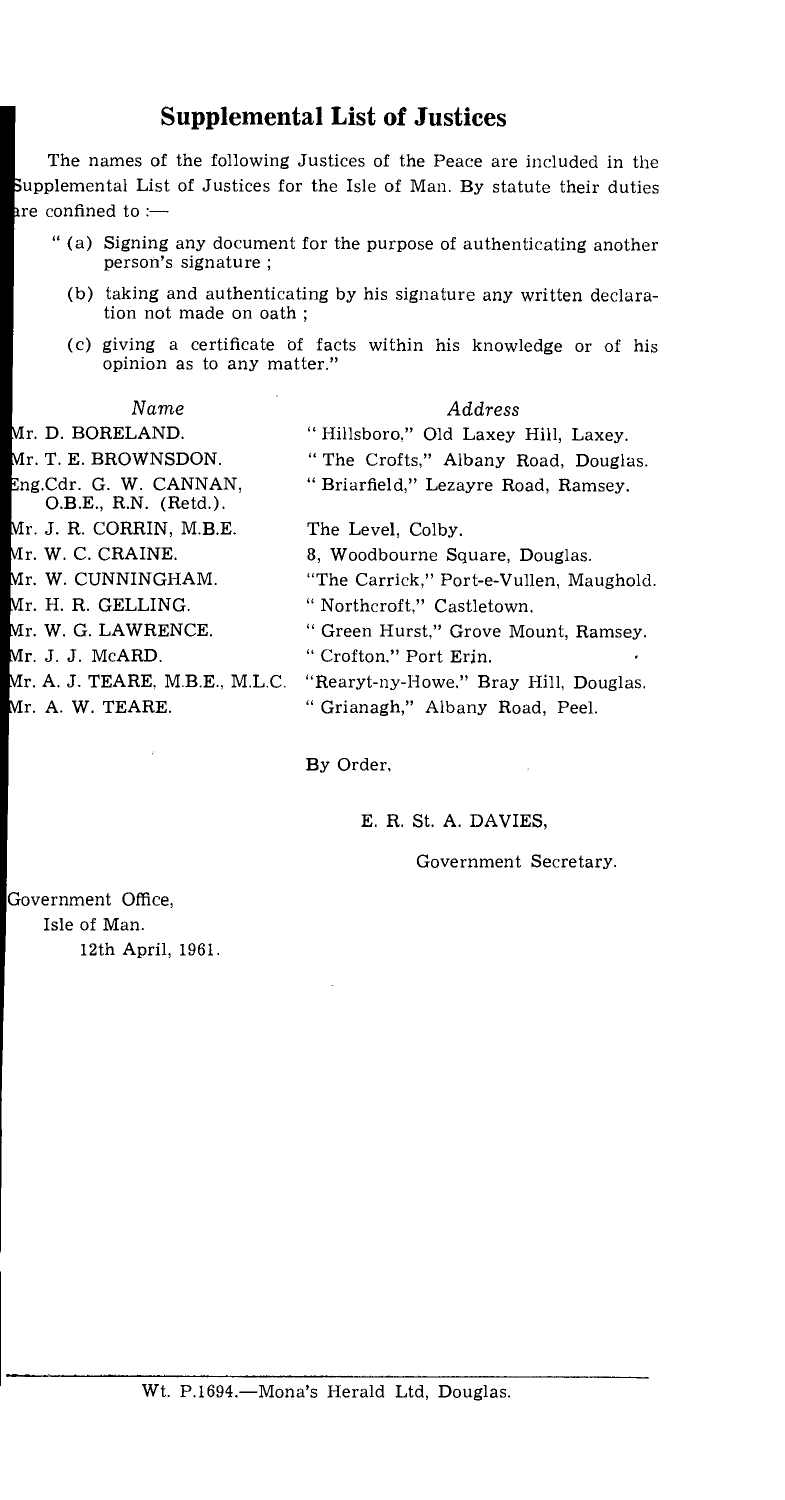## Supplemental List of Justices

The names of the following Justices of the Peace are included in the Supplemental List of Justices for the Isle of Man. By statute their duties are confined to :—

" (a) Signing any document for the purpose of authenticating another person's signature ;

(b) taking and authenticating by his signature any written declaration not made on oath ;

(c) giving a certificate of facts within his knowledge or of his opinion as to any matter."

| *Name* | *Address* |
|---|---|
| Mr. D. BORELAND. | " Hillsboro," Old Laxey Hill, Laxey. |
| Mr. T. E. BROWNSDON. | " The Crofts," Albany Road, Douglas. |
| Eng.Cdr. G. W. CANNAN, O.B.E., R.N. (Retd.). | " Briarfield," Lezayre Road, Ramsey. |
| Mr. J. R. CORRIN, M.B.E. | The Level, Colby. |
| Mr. W. C. CRAINE. | 8, Woodbourne Square, Douglas. |
| Mr. W. CUNNINGHAM. | "The Carrick," Port-e-Vullen, Maughold. |
| Mr. H. R. GELLING. | " Northcroft," Castletown. |
| Mr. W. G. LAWRENCE. | " Green Hurst," Grove Mount, Ramsey. |
| Mr. J. J. McARD. | " Crofton," Port Erin. |
| Mr. A. J. TEARE, M.B.E., M.L.C. | "Rearyt-ny-Howe," Bray Hill, Douglas. |
| Mr. A. W. TEARE. | " Grianagh," Albany Road, Peel. |

By Order,

E. R. St. A. DAVIES,

Government Secretary.

Government Office,
Isle of Man.
12th April, 1961.

Wt. P.1694.—Mona's Herald Ltd, Douglas.